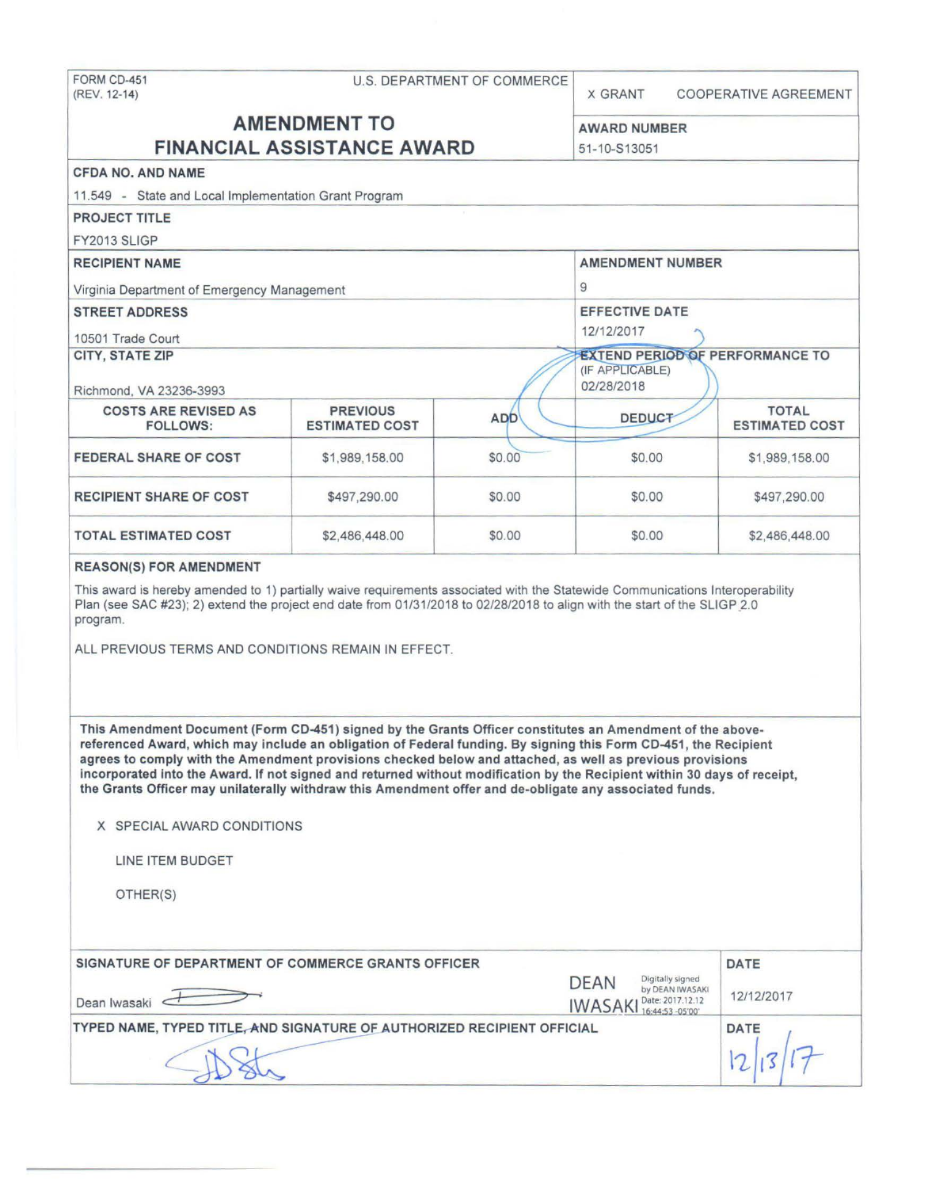FORM CD-451
(REV. 12-14)

U.S. DEPARTMENT OF COMMERCE

X GRANT    COOPERATIVE AGREEMENT

# AMENDMENT TO FINANCIAL ASSISTANCE AWARD

**AWARD NUMBER**
51-10-S13051

**CFDA NO. AND NAME**
11.549 - State and Local Implementation Grant Program

**PROJECT TITLE**
FY2013 SLIGP

**RECIPIENT NAME**
Virginia Department of Emergency Management

**AMENDMENT NUMBER**
9

**STREET ADDRESS**
10501 Trade Court

**EFFECTIVE DATE**
12/12/2017

**CITY, STATE ZIP**
Richmond, VA 23236-3993

**EXTEND PERIOD OF PERFORMANCE TO**
(IF APPLICABLE)
02/28/2018

| COSTS ARE REVISED AS FOLLOWS: | PREVIOUS ESTIMATED COST | ADD | DEDUCT | TOTAL ESTIMATED COST |
|---|---|---|---|---|
| FEDERAL SHARE OF COST | $1,989,158.00 | $0.00 | $0.00 | $1,989,158.00 |
| RECIPIENT SHARE OF COST | $497,290.00 | $0.00 | $0.00 | $497,290.00 |
| TOTAL ESTIMATED COST | $2,486,448.00 | $0.00 | $0.00 | $2,486,448.00 |

**REASON(S) FOR AMENDMENT**

This award is hereby amended to 1) partially waive requirements associated with the Statewide Communications Interoperability Plan (see SAC #23); 2) extend the project end date from 01/31/2018 to 02/28/2018 to align with the start of the SLIGP 2.0 program.

ALL PREVIOUS TERMS AND CONDITIONS REMAIN IN EFFECT.

**This Amendment Document (Form CD-451) signed by the Grants Officer constitutes an Amendment of the above-referenced Award, which may include an obligation of Federal funding. By signing this Form CD-451, the Recipient agrees to comply with the Amendment provisions checked below and attached, as well as previous provisions incorporated into the Award. If not signed and returned without modification by the Recipient within 30 days of receipt, the Grants Officer may unilaterally withdraw this Amendment offer and de-obligate any associated funds.**

X SPECIAL AWARD CONDITIONS

LINE ITEM BUDGET

OTHER(S)

**SIGNATURE OF DEPARTMENT OF COMMERCE GRANTS OFFICER**
Dean Iwasaki
DEAN IWASAKI — Digitally signed by DEAN IWASAKI Date: 2017.12.12 16:44:53 -05'00'

**DATE**
12/12/2017

**TYPED NAME, TYPED TITLE, AND SIGNATURE OF AUTHORIZED RECIPIENT OFFICIAL**

**DATE**
12/13/17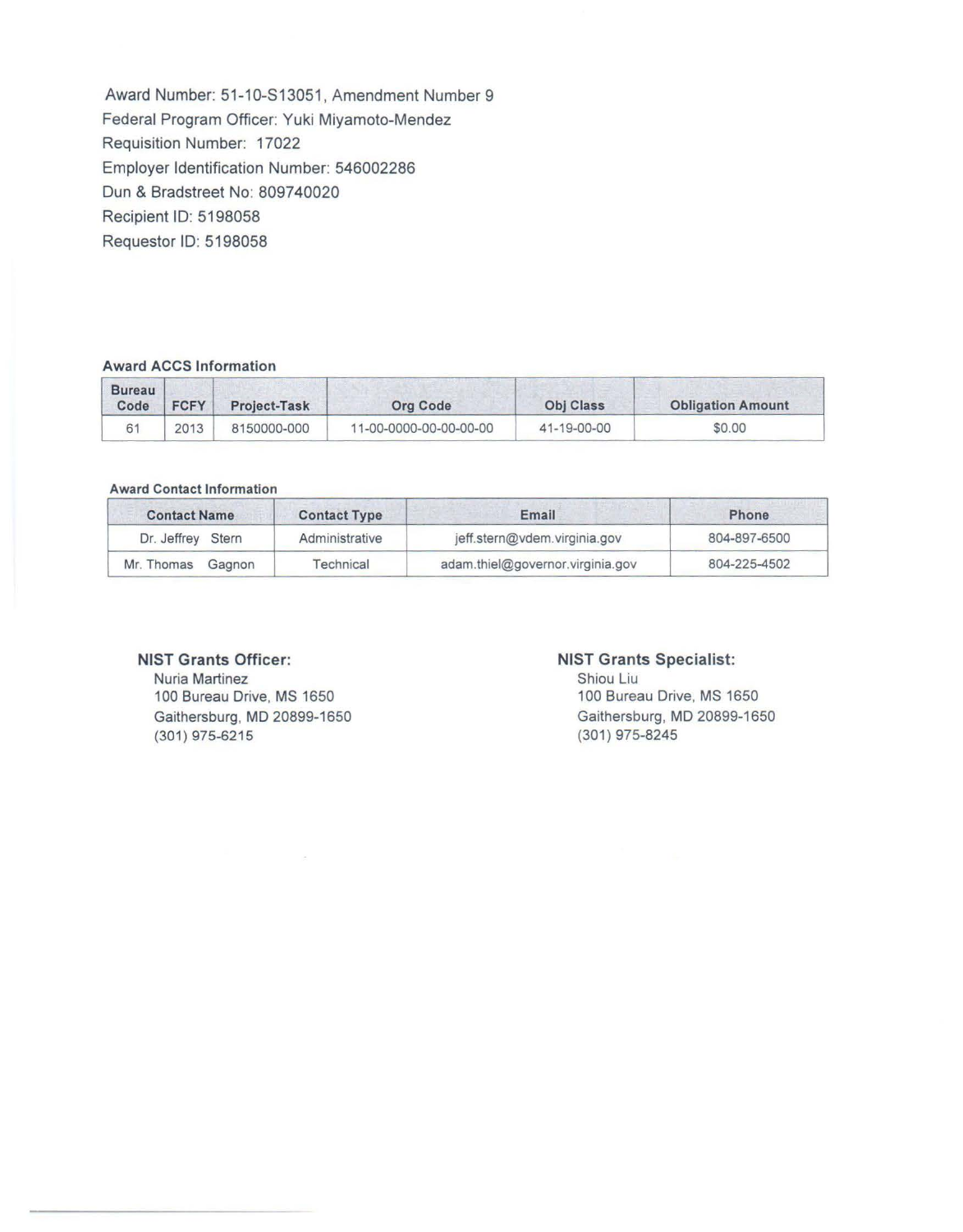Award Number: 51-10-S13051, Amendment Number 9
Federal Program Officer: Yuki Miyamoto-Mendez
Requisition Number: 17022
Employer Identification Number: 546002286
Dun & Bradstreet No: 809740020
Recipient ID: 5198058
Requestor ID: 5198058

**Award ACCS Information**

| Bureau Code | FCFY | Project-Task | Org Code | Obj Class | Obligation Amount |
|---|---|---|---|---|---|
| 61 | 2013 | 8150000-000 | 11-00-0000-00-00-00-00 | 41-19-00-00 | $0.00 |

**Award Contact Information**

| Contact Name | Contact Type | Email | Phone |
|---|---|---|---|
| Dr. Jeffrey Stern | Administrative | jeff.stern@vdem.virginia.gov | 804-897-6500 |
| Mr. Thomas Gagnon | Technical | adam.thiel@governor.virginia.gov | 804-225-4502 |

**NIST Grants Officer:**
Nuria Martinez
100 Bureau Drive, MS 1650
Gaithersburg, MD 20899-1650
(301) 975-6215

**NIST Grants Specialist:**
Shiou Liu
100 Bureau Drive, MS 1650
Gaithersburg, MD 20899-1650
(301) 975-8245